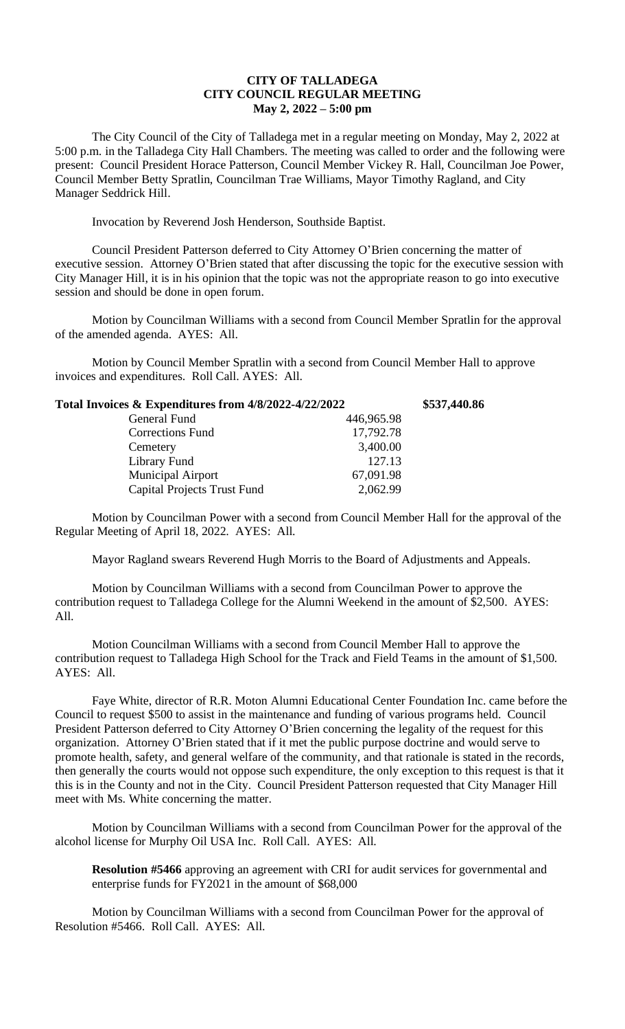**CITY OF TALLADEGA**
**CITY COUNCIL REGULAR MEETING**
**May 2, 2022 – 5:00 pm**

The City Council of the City of Talladega met in a regular meeting on Monday, May 2, 2022 at 5:00 p.m. in the Talladega City Hall Chambers. The meeting was called to order and the following were present: Council President Horace Patterson, Council Member Vickey R. Hall, Councilman Joe Power, Council Member Betty Spratlin, Councilman Trae Williams, Mayor Timothy Ragland, and City Manager Seddrick Hill.

Invocation by Reverend Josh Henderson, Southside Baptist.

Council President Patterson deferred to City Attorney O'Brien concerning the matter of executive session. Attorney O'Brien stated that after discussing the topic for the executive session with City Manager Hill, it is in his opinion that the topic was not the appropriate reason to go into executive session and should be done in open forum.

Motion by Councilman Williams with a second from Council Member Spratlin for the approval of the amended agenda. AYES: All.

Motion by Council Member Spratlin with a second from Council Member Hall to approve invoices and expenditures. Roll Call. AYES: All.

| **Total Invoices & Expenditures from 4/8/2022-4/22/2022** | | **$537,440.86** |
|---|---|---|
| General Fund | 446,965.98 | |
| Corrections Fund | 17,792.78 | |
| Cemetery | 3,400.00 | |
| Library Fund | 127.13 | |
| Municipal Airport | 67,091.98 | |
| Capital Projects Trust Fund | 2,062.99 | |

Motion by Councilman Power with a second from Council Member Hall for the approval of the Regular Meeting of April 18, 2022. AYES: All.

Mayor Ragland swears Reverend Hugh Morris to the Board of Adjustments and Appeals.

Motion by Councilman Williams with a second from Councilman Power to approve the contribution request to Talladega College for the Alumni Weekend in the amount of $2,500. AYES: All.

Motion Councilman Williams with a second from Council Member Hall to approve the contribution request to Talladega High School for the Track and Field Teams in the amount of $1,500. AYES: All.

Faye White, director of R.R. Moton Alumni Educational Center Foundation Inc. came before the Council to request $500 to assist in the maintenance and funding of various programs held. Council President Patterson deferred to City Attorney O'Brien concerning the legality of the request for this organization. Attorney O'Brien stated that if it met the public purpose doctrine and would serve to promote health, safety, and general welfare of the community, and that rationale is stated in the records, then generally the courts would not oppose such expenditure, the only exception to this request is that it this is in the County and not in the City. Council President Patterson requested that City Manager Hill meet with Ms. White concerning the matter.

Motion by Councilman Williams with a second from Councilman Power for the approval of the alcohol license for Murphy Oil USA Inc. Roll Call. AYES: All.

**Resolution #5466** approving an agreement with CRI for audit services for governmental and enterprise funds for FY2021 in the amount of $68,000

Motion by Councilman Williams with a second from Councilman Power for the approval of Resolution #5466. Roll Call. AYES: All.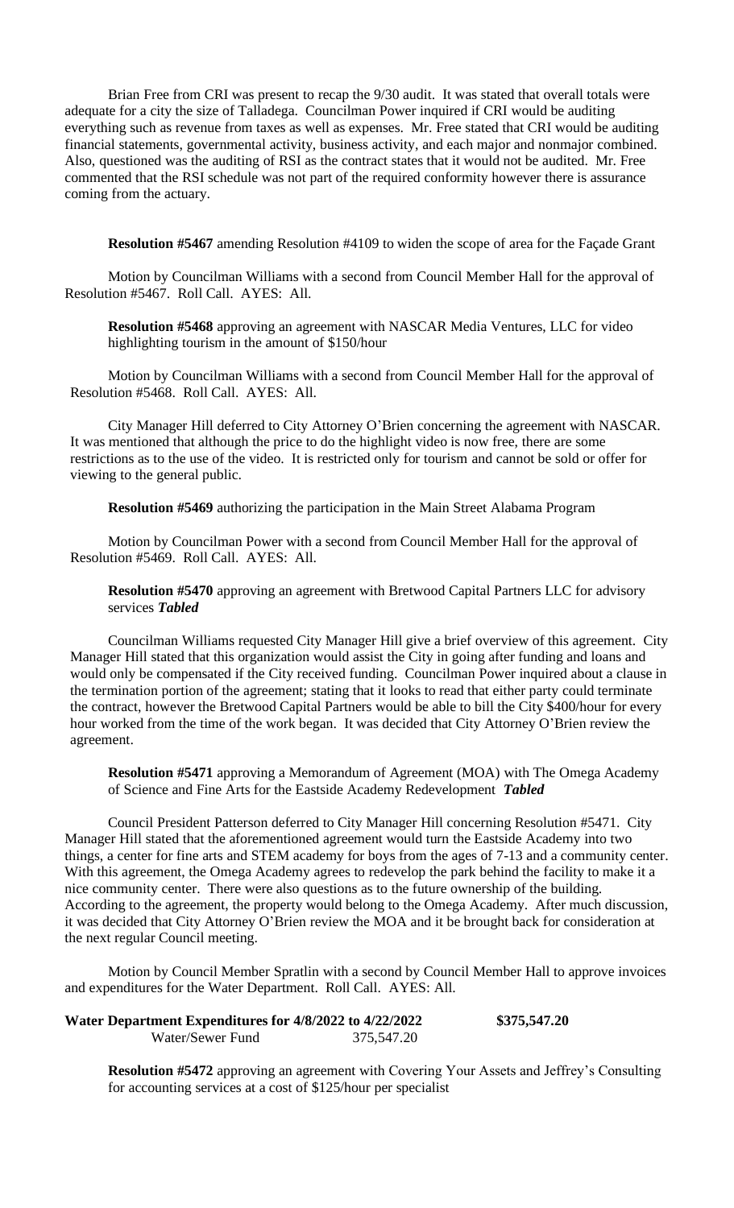Brian Free from CRI was present to recap the 9/30 audit. It was stated that overall totals were adequate for a city the size of Talladega. Councilman Power inquired if CRI would be auditing everything such as revenue from taxes as well as expenses. Mr. Free stated that CRI would be auditing financial statements, governmental activity, business activity, and each major and nonmajor combined. Also, questioned was the auditing of RSI as the contract states that it would not be audited. Mr. Free commented that the RSI schedule was not part of the required conformity however there is assurance coming from the actuary.

**Resolution #5467** amending Resolution #4109 to widen the scope of area for the Façade Grant

Motion by Councilman Williams with a second from Council Member Hall for the approval of Resolution #5467. Roll Call. AYES: All.

**Resolution #5468** approving an agreement with NASCAR Media Ventures, LLC for video highlighting tourism in the amount of $150/hour

Motion by Councilman Williams with a second from Council Member Hall for the approval of Resolution #5468. Roll Call. AYES: All.

City Manager Hill deferred to City Attorney O'Brien concerning the agreement with NASCAR. It was mentioned that although the price to do the highlight video is now free, there are some restrictions as to the use of the video. It is restricted only for tourism and cannot be sold or offer for viewing to the general public.

**Resolution #5469** authorizing the participation in the Main Street Alabama Program

Motion by Councilman Power with a second from Council Member Hall for the approval of Resolution #5469. Roll Call. AYES: All.

**Resolution #5470** approving an agreement with Bretwood Capital Partners LLC for advisory services ***Tabled***

Councilman Williams requested City Manager Hill give a brief overview of this agreement. City Manager Hill stated that this organization would assist the City in going after funding and loans and would only be compensated if the City received funding. Councilman Power inquired about a clause in the termination portion of the agreement; stating that it looks to read that either party could terminate the contract, however the Bretwood Capital Partners would be able to bill the City $400/hour for every hour worked from the time of the work began. It was decided that City Attorney O'Brien review the agreement.

**Resolution #5471** approving a Memorandum of Agreement (MOA) with The Omega Academy of Science and Fine Arts for the Eastside Academy Redevelopment ***Tabled***

Council President Patterson deferred to City Manager Hill concerning Resolution #5471. City Manager Hill stated that the aforementioned agreement would turn the Eastside Academy into two things, a center for fine arts and STEM academy for boys from the ages of 7-13 and a community center. With this agreement, the Omega Academy agrees to redevelop the park behind the facility to make it a nice community center. There were also questions as to the future ownership of the building. According to the agreement, the property would belong to the Omega Academy. After much discussion, it was decided that City Attorney O'Brien review the MOA and it be brought back for consideration at the next regular Council meeting.

Motion by Council Member Spratlin with a second by Council Member Hall to approve invoices and expenditures for the Water Department. Roll Call. AYES: All.

| **Water Department Expenditures for 4/8/2022 to 4/22/2022** | | **$375,547.20** |
|---|---|---|
| Water/Sewer Fund | 375,547.20 | |

**Resolution #5472** approving an agreement with Covering Your Assets and Jeffrey's Consulting for accounting services at a cost of $125/hour per specialist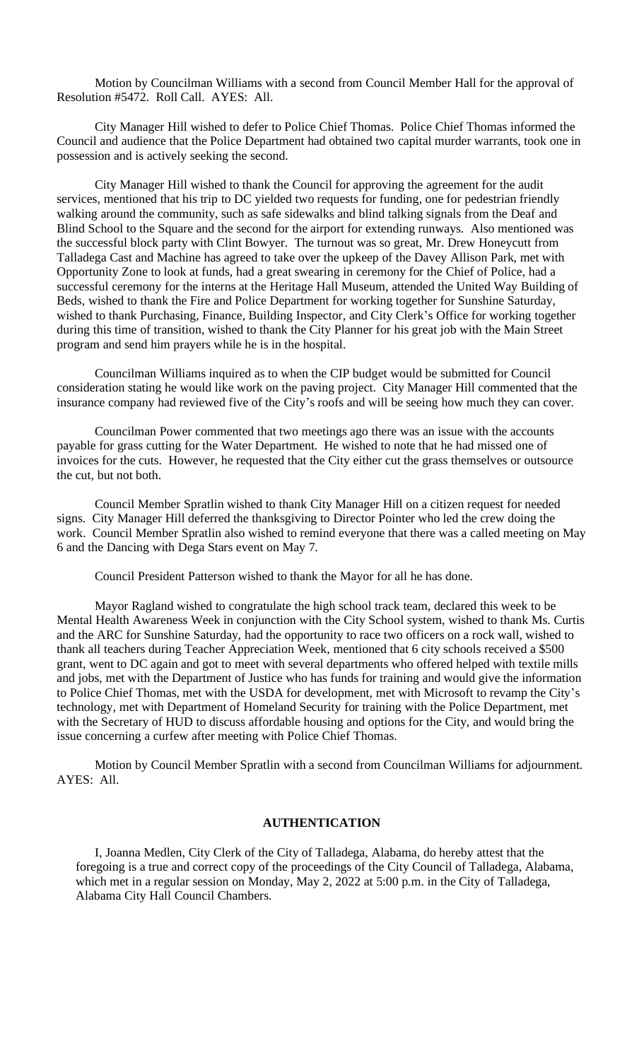Motion by Councilman Williams with a second from Council Member Hall for the approval of Resolution #5472. Roll Call. AYES: All.

City Manager Hill wished to defer to Police Chief Thomas. Police Chief Thomas informed the Council and audience that the Police Department had obtained two capital murder warrants, took one in possession and is actively seeking the second.

City Manager Hill wished to thank the Council for approving the agreement for the audit services, mentioned that his trip to DC yielded two requests for funding, one for pedestrian friendly walking around the community, such as safe sidewalks and blind talking signals from the Deaf and Blind School to the Square and the second for the airport for extending runways. Also mentioned was the successful block party with Clint Bowyer. The turnout was so great, Mr. Drew Honeycutt from Talladega Cast and Machine has agreed to take over the upkeep of the Davey Allison Park, met with Opportunity Zone to look at funds, had a great swearing in ceremony for the Chief of Police, had a successful ceremony for the interns at the Heritage Hall Museum, attended the United Way Building of Beds, wished to thank the Fire and Police Department for working together for Sunshine Saturday, wished to thank Purchasing, Finance, Building Inspector, and City Clerk's Office for working together during this time of transition, wished to thank the City Planner for his great job with the Main Street program and send him prayers while he is in the hospital.

Councilman Williams inquired as to when the CIP budget would be submitted for Council consideration stating he would like work on the paving project. City Manager Hill commented that the insurance company had reviewed five of the City's roofs and will be seeing how much they can cover.

Councilman Power commented that two meetings ago there was an issue with the accounts payable for grass cutting for the Water Department. He wished to note that he had missed one of invoices for the cuts. However, he requested that the City either cut the grass themselves or outsource the cut, but not both.

Council Member Spratlin wished to thank City Manager Hill on a citizen request for needed signs. City Manager Hill deferred the thanksgiving to Director Pointer who led the crew doing the work. Council Member Spratlin also wished to remind everyone that there was a called meeting on May 6 and the Dancing with Dega Stars event on May 7.

Council President Patterson wished to thank the Mayor for all he has done.

Mayor Ragland wished to congratulate the high school track team, declared this week to be Mental Health Awareness Week in conjunction with the City School system, wished to thank Ms. Curtis and the ARC for Sunshine Saturday, had the opportunity to race two officers on a rock wall, wished to thank all teachers during Teacher Appreciation Week, mentioned that 6 city schools received a $500 grant, went to DC again and got to meet with several departments who offered helped with textile mills and jobs, met with the Department of Justice who has funds for training and would give the information to Police Chief Thomas, met with the USDA for development, met with Microsoft to revamp the City's technology, met with Department of Homeland Security for training with the Police Department, met with the Secretary of HUD to discuss affordable housing and options for the City, and would bring the issue concerning a curfew after meeting with Police Chief Thomas.

Motion by Council Member Spratlin with a second from Councilman Williams for adjournment. AYES: All.

## AUTHENTICATION

I, Joanna Medlen, City Clerk of the City of Talladega, Alabama, do hereby attest that the foregoing is a true and correct copy of the proceedings of the City Council of Talladega, Alabama, which met in a regular session on Monday, May 2, 2022 at 5:00 p.m. in the City of Talladega, Alabama City Hall Council Chambers.